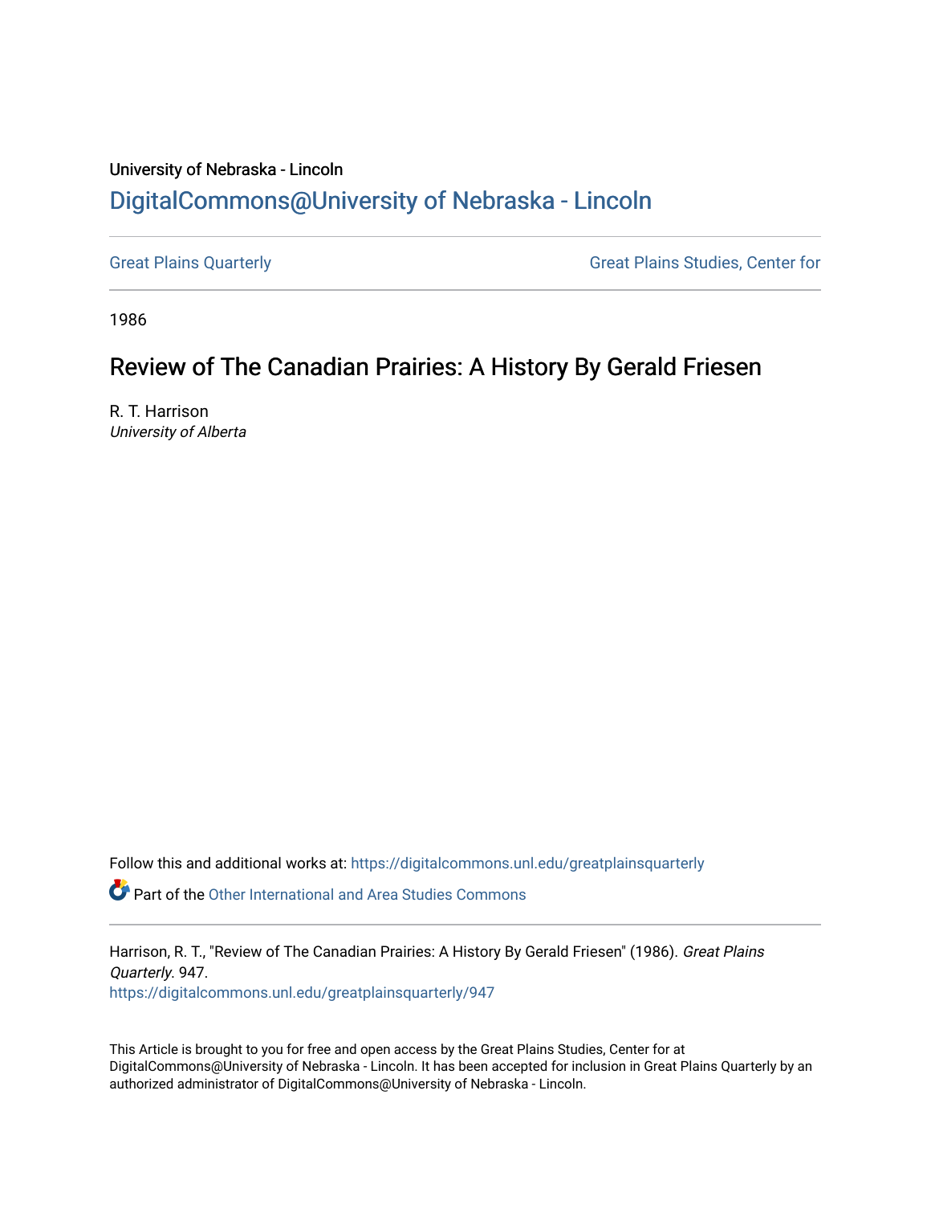University of Nebraska - Lincoln

## DigitalCommons@University of Nebraska - Lincoln

Great Plains Quarterly

Great Plains Studies, Center for

1986

# Review of The Canadian Prairies: A History By Gerald Friesen

R. T. Harrison

*University of Alberta*

Follow this and additional works at: https://digitalcommons.unl.edu/greatplainsquarterly

Part of the Other International and Area Studies Commons

Harrison, R. T., "Review of The Canadian Prairies: A History By Gerald Friesen" (1986). *Great Plains Quarterly*. 947.
https://digitalcommons.unl.edu/greatplainsquarterly/947

This Article is brought to you for free and open access by the Great Plains Studies, Center for at DigitalCommons@University of Nebraska - Lincoln. It has been accepted for inclusion in Great Plains Quarterly by an authorized administrator of DigitalCommons@University of Nebraska - Lincoln.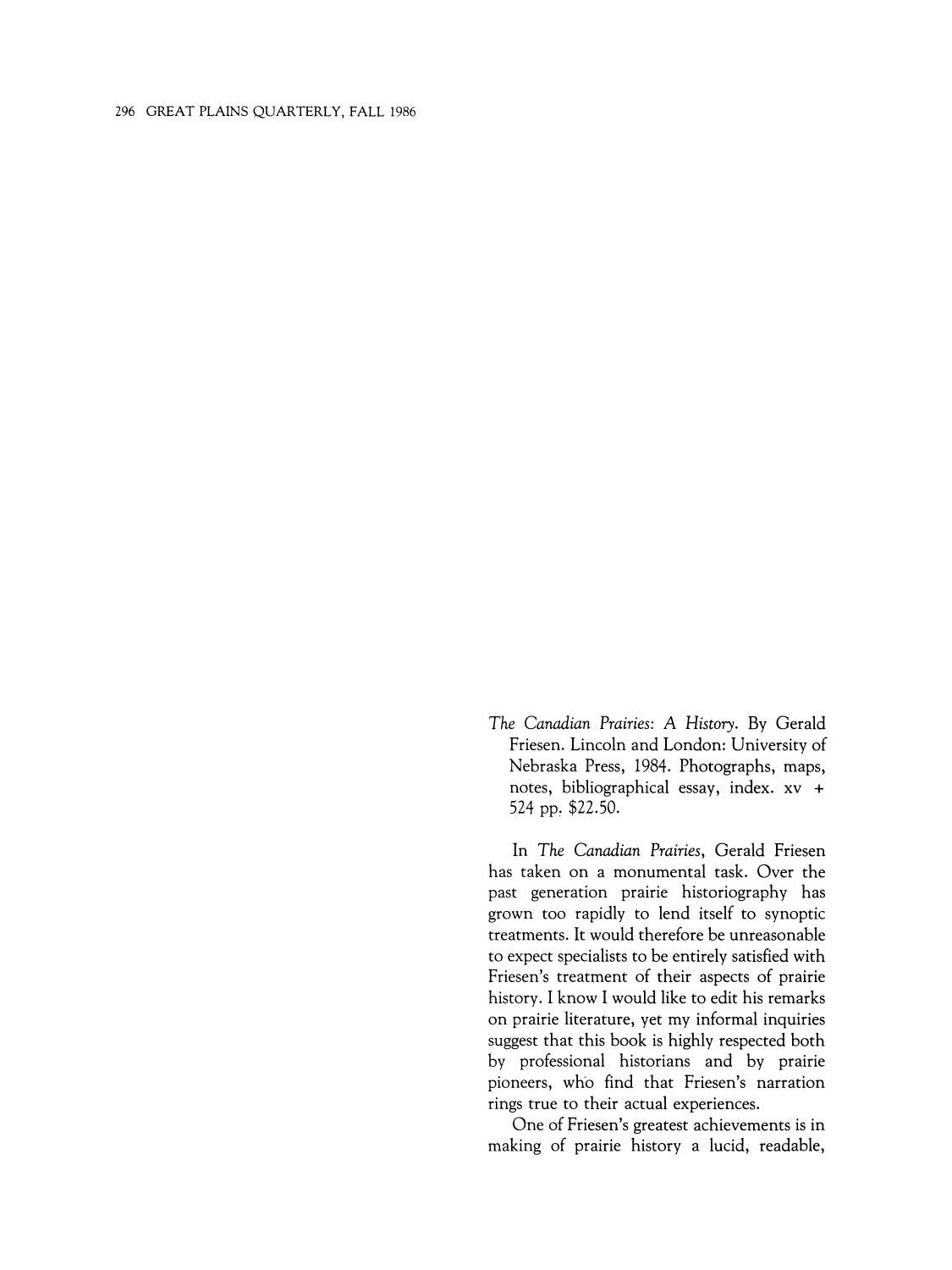*The Canadian Prairies: A History*. By Gerald Friesen. Lincoln and London: University of Nebraska Press, 1984. Photographs, maps, notes, bibliographical essay, index. xv + 524 pp. $22.50.

In *The Canadian Prairies*, Gerald Friesen has taken on a monumental task. Over the past generation prairie historiography has grown too rapidly to lend itself to synoptic treatments. It would therefore be unreasonable to expect specialists to be entirely satisfied with Friesen's treatment of their aspects of prairie history. I know I would like to edit his remarks on prairie literature, yet my informal inquiries suggest that this book is highly respected both by professional historians and by prairie pioneers, who find that Friesen's narration rings true to their actual experiences.

One of Friesen's greatest achievements is in making of prairie history a lucid, readable,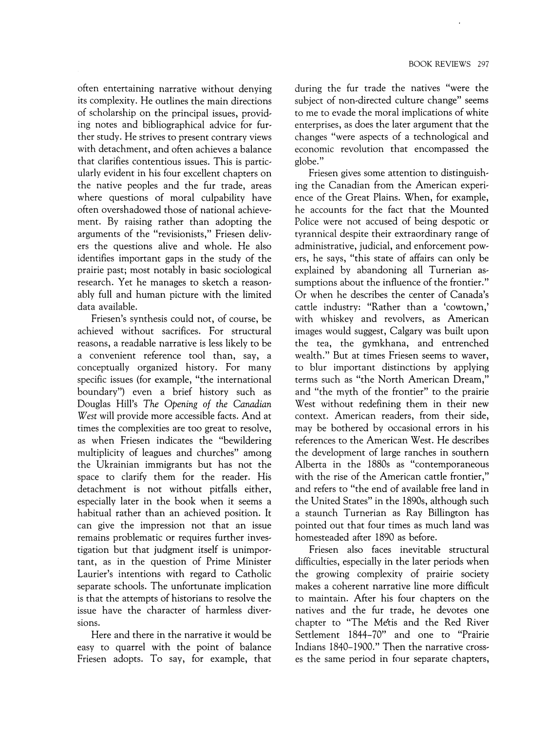often entertaining narrative without denying its complexity. He outlines the main directions of scholarship on the principal issues, providing notes and bibliographical advice for further study. He strives to present contrary views with detachment, and often achieves a balance that clarifies contentious issues. This is particularly evident in his four excellent chapters on the native peoples and the fur trade, areas where questions of moral culpability have often overshadowed those of national achievement. By raising rather than adopting the arguments of the "revisionists," Friesen delivers the questions alive and whole. He also identifies important gaps in the study of the prairie past; most notably in basic sociological research. Yet he manages to sketch a reasonably full and human picture with the limited data available.

Friesen's synthesis could not, of course, be achieved without sacrifices. For structural reasons, a readable narrative is less likely to be a convenient reference tool than, say, a conceptually organized history. For many specific issues (for example, "the international boundary") even a brief history such as Douglas Hill's *The Opening of the Canadian West* will provide more accessible facts. And at times the complexities are too great to resolve, as when Friesen indicates the "bewildering multiplicity of leagues and churches" among the Ukrainian immigrants but has not the space to clarify them for the reader. His detachment is not without pitfalls either, especially later in the book when it seems a habitual rather than an achieved position. It can give the impression not that an issue remains problematic or requires further investigation but that judgment itself is unimportant, as in the question of Prime Minister Laurier's intentions with regard to Catholic separate schools. The unfortunate implication is that the attempts of historians to resolve the issue have the character of harmless diversions.

Here and there in the narrative it would be easy to quarrel with the point of balance Friesen adopts. To say, for example, that during the fur trade the natives "were the subject of non-directed culture change" seems to me to evade the moral implications of white enterprises, as does the later argument that the changes "were aspects of a technological and economic revolution that encompassed the globe."

Friesen gives some attention to distinguishing the Canadian from the American experience of the Great Plains. When, for example, he accounts for the fact that the Mounted Police were not accused of being despotic or tyrannical despite their extraordinary range of administrative, judicial, and enforcement powers, he says, "this state of affairs can only be explained by abandoning all Turnerian assumptions about the influence of the frontier." Or when he describes the center of Canada's cattle industry: "Rather than a 'cowtown,' with whiskey and revolvers, as American images would suggest, Calgary was built upon the tea, the gymkhana, and entrenched wealth." But at times Friesen seems to waver, to blur important distinctions by applying terms such as "the North American Dream," and "the myth of the frontier" to the prairie West without redefining them in their new context. American readers, from their side, may be bothered by occasional errors in his references to the American West. He describes the development of large ranches in southern Alberta in the 1880s as "contemporaneous with the rise of the American cattle frontier," and refers to "the end of available free land in the United States" in the 1890s, although such a staunch Turnerian as Ray Billington has pointed out that four times as much land was homesteaded after 1890 as before.

Friesen also faces inevitable structural difficulties, especially in the later periods when the growing complexity of prairie society makes a coherent narrative line more difficult to maintain. After his four chapters on the natives and the fur trade, he devotes one chapter to "The Métis and the Red River Settlement 1844–70" and one to "Prairie Indians 1840–1900." Then the narrative crosses the same period in four separate chapters,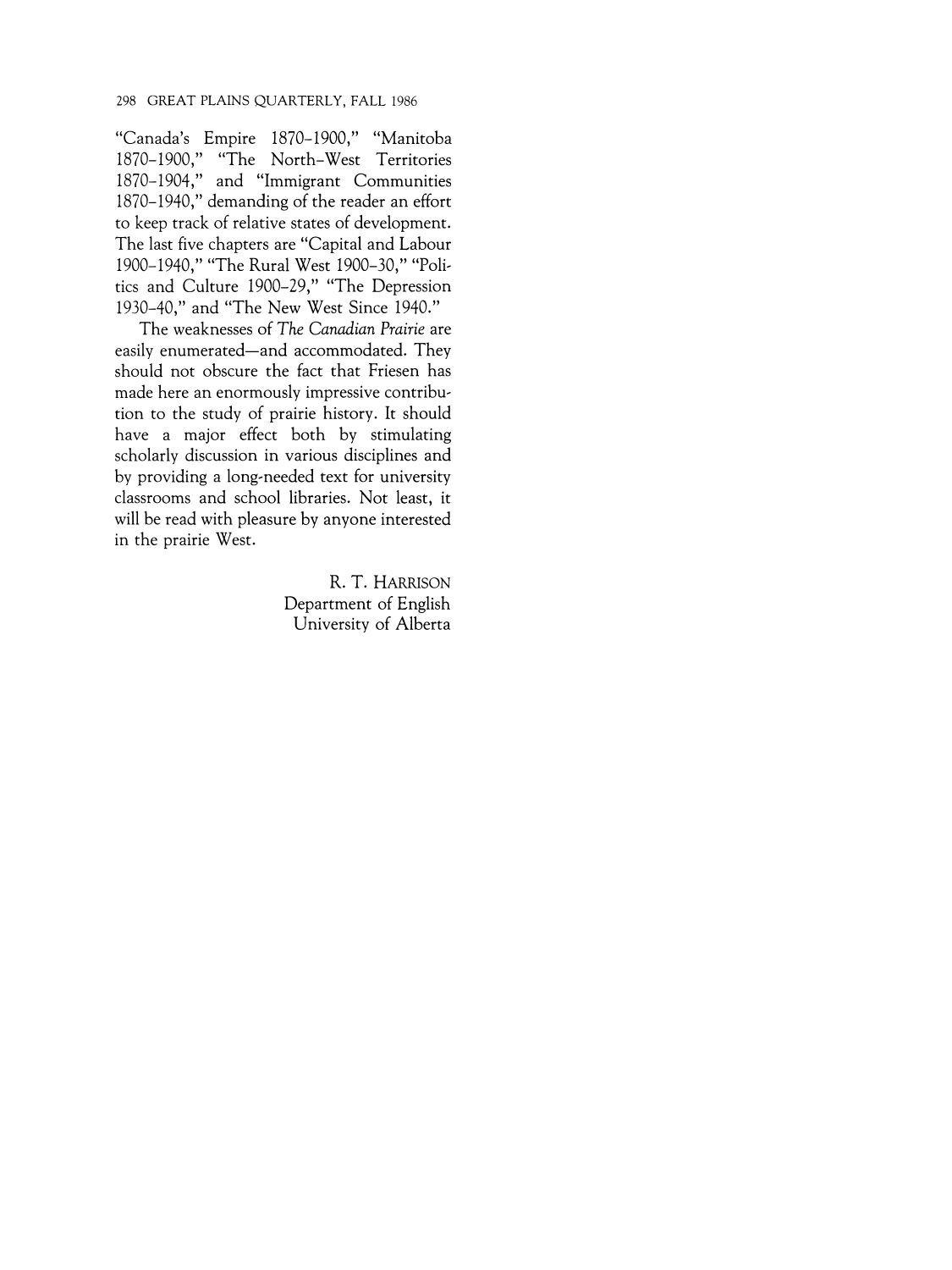"Canada's Empire 1870–1900," "Manitoba 1870–1900," "The North-West Territories 1870–1904," and "Immigrant Communities 1870–1940," demanding of the reader an effort to keep track of relative states of development. The last five chapters are "Capital and Labour 1900–1940," "The Rural West 1900–30," "Politics and Culture 1900–29," "The Depression 1930–40," and "The New West Since 1940."

The weaknesses of *The Canadian Prairie* are easily enumerated—and accommodated. They should not obscure the fact that Friesen has made here an enormously impressive contribution to the study of prairie history. It should have a major effect both by stimulating scholarly discussion in various disciplines and by providing a long-needed text for university classrooms and school libraries. Not least, it will be read with pleasure by anyone interested in the prairie West.

R. T. Harrison
Department of English
University of Alberta